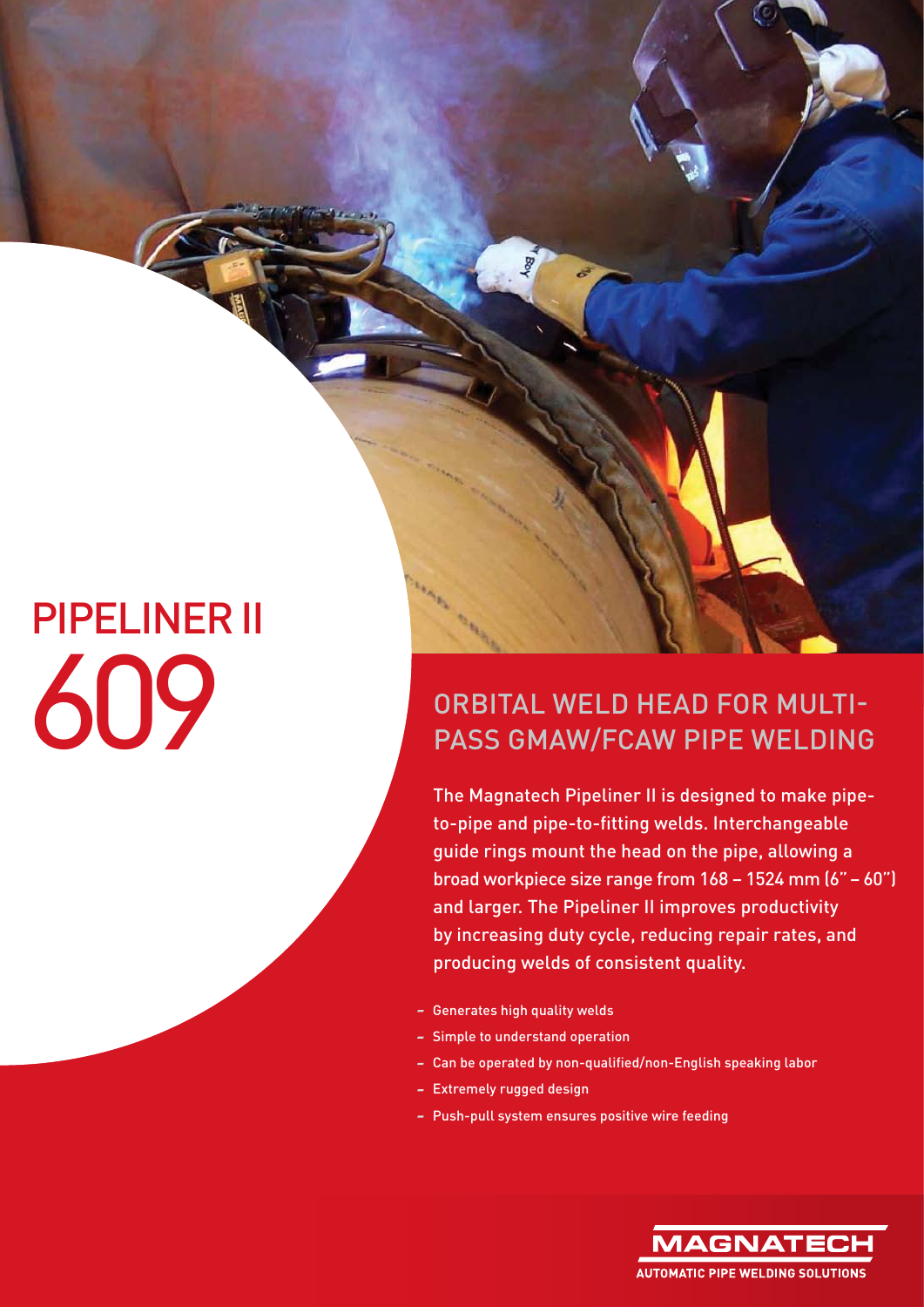# PIPELINER II 609

## ORBITAL WELD HEAD FOR MULTI-PASS GMAW/FCAW PIPE WELDING

The Magnatech Pipeliner II is designed to make pipe-to-pipe and pipe-to-fitting welds. Interchangeable guide rings mount the head on the pipe, allowing a broad workpiece size range from 168 – 1524 mm (6" – 60") and larger. The Pipeliner II improves productivity by increasing duty cycle, reducing repair rates, and producing welds of consistent quality.

- Generates high quality welds
- Simple to understand operation
- Can be operated by non-qualified/non-English speaking labor
- Extremely rugged design
- Push-pull system ensures positive wire feeding

MAGNATECH
AUTOMATIC PIPE WELDING SOLUTIONS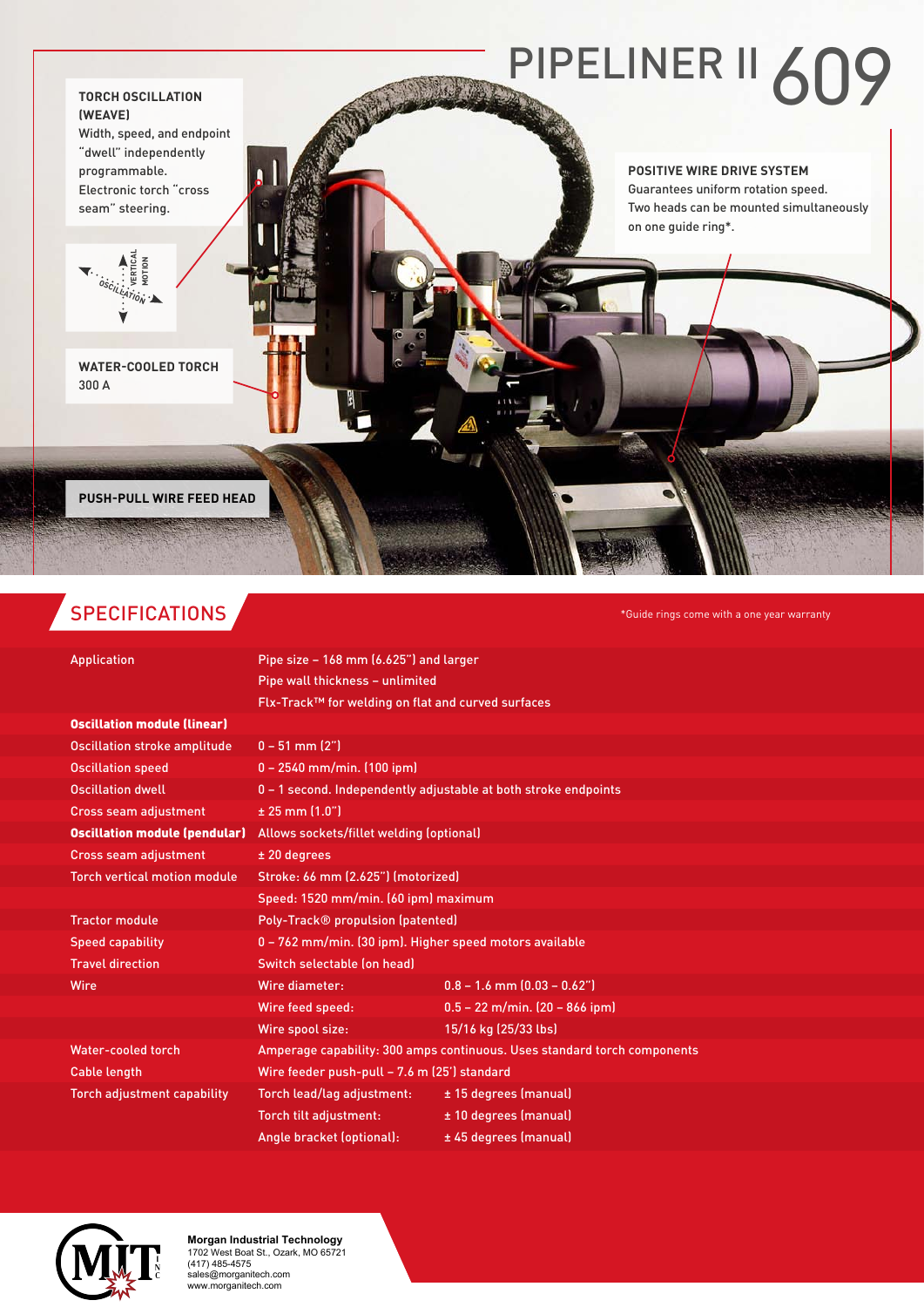# PIPELINER II 609

**TORCH OSCILLATION (WEAVE)**
Width, speed, and endpoint "dwell" independently programmable.
Electronic torch "cross seam" steering.

VERTICAL MOTION
OSCILLATION

**WATER-COOLED TORCH**
300 A

**PUSH-PULL WIRE FEED HEAD**

**POSITIVE WIRE DRIVE SYSTEM**
Guarantees uniform rotation speed.
Two heads can be mounted simultaneously on one guide ring*.

## SPECIFICATIONS

*Guide rings come with a one year warranty

| | | |
|---|---|---|
| Application | Pipe size – 168 mm (6.625") and larger | |
| | Pipe wall thickness – unlimited | |
| | Flx-Track™ for welding on flat and curved surfaces | |
| **Oscillation module (linear)** | | |
| Oscillation stroke amplitude | 0 – 51 mm (2") | |
| Oscillation speed | 0 – 2540 mm/min. (100 ipm) | |
| Oscillation dwell | 0 – 1 second. Independently adjustable at both stroke endpoints | |
| Cross seam adjustment | ± 25 mm (1.0") | |
| **Oscillation module (pendular)** | Allows sockets/fillet welding (optional) | |
| Cross seam adjustment | ± 20 degrees | |
| Torch vertical motion module | Stroke: 66 mm (2.625") (motorized) | |
| | Speed: 1520 mm/min. (60 ipm) maximum | |
| Tractor module | Poly-Track® propulsion (patented) | |
| Speed capability | 0 – 762 mm/min. (30 ipm). Higher speed motors available | |
| Travel direction | Switch selectable (on head) | |
| Wire | Wire diameter: | 0.8 – 1.6 mm (0.03 – 0.62") |
| | Wire feed speed: | 0.5 – 22 m/min. (20 – 866 ipm) |
| | Wire spool size: | 15/16 kg (25/33 lbs) |
| Water-cooled torch | Amperage capability: 300 amps continuous. Uses standard torch components | |
| Cable length | Wire feeder push-pull – 7.6 m (25') standard | |
| Torch adjustment capability | Torch lead/lag adjustment: | ± 15 degrees (manual) |
| | Torch tilt adjustment: | ± 10 degrees (manual) |
| | Angle bracket (optional): | ± 45 degrees (manual) |

**Morgan Industrial Technology**
1702 West Boat St., Ozark, MO 65721
(417) 485-4575
sales@morganitech.com
www.morganitech.com